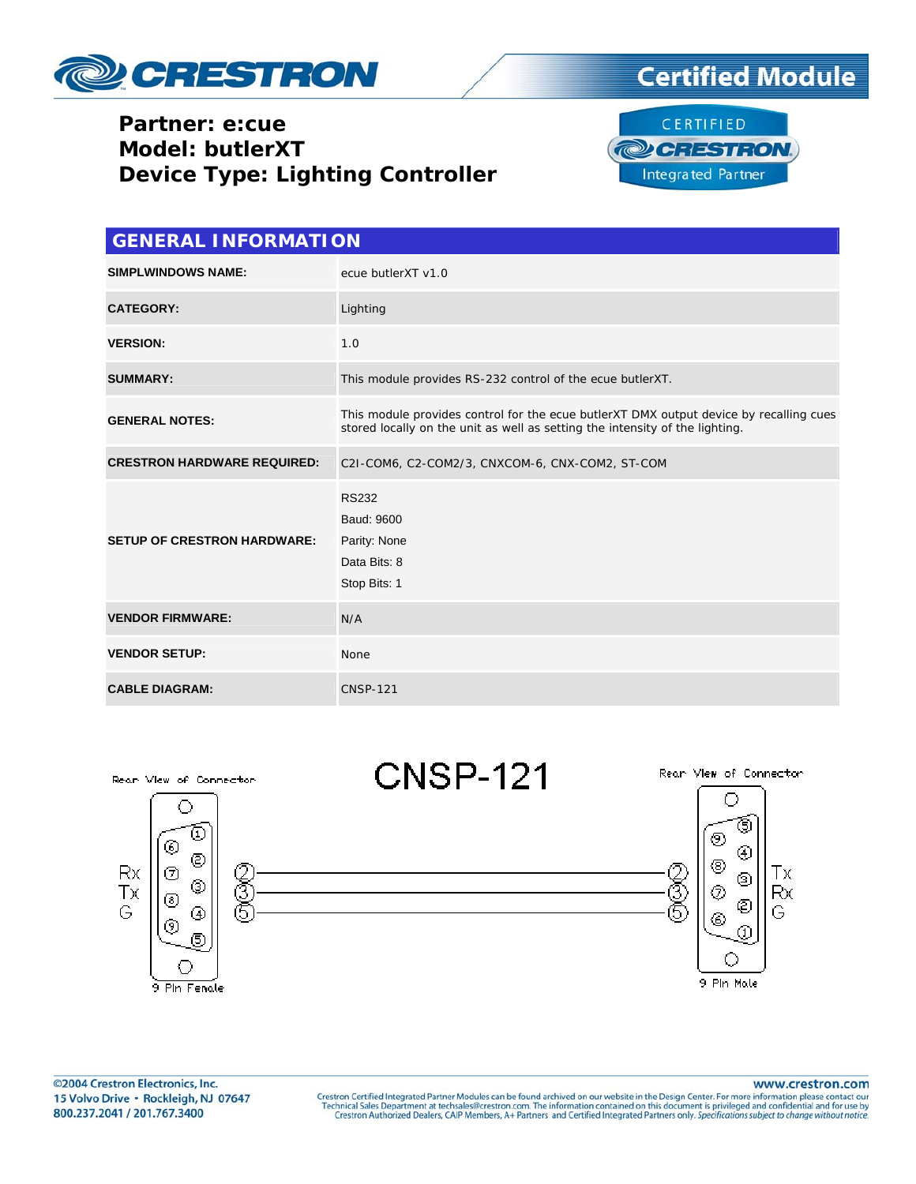# Partner: e:cue
# Model: butlerXT
# Device Type: Lighting Controller

## GENERAL INFORMATION

| | |
|---|---|
| **SIMPLWINDOWS NAME:** | ecue butlerXT v1.0 |
| **CATEGORY:** | Lighting |
| **VERSION:** | 1.0 |
| **SUMMARY:** | This module provides RS-232 control of the ecue butlerXT. |
| **GENERAL NOTES:** | This module provides control for the ecue butlerXT DMX output device by recalling cues stored locally on the unit as well as setting the intensity of the lighting. |
| **CRESTRON HARDWARE REQUIRED:** | C2I-COM6, C2-COM2/3, CNXCOM-6, CNX-COM2, ST-COM |
| **SETUP OF CRESTRON HARDWARE:** | RS232<br>Baud: 9600<br>Parity: None<br>Data Bits: 8<br>Stop Bits: 1 |
| **VENDOR FIRMWARE:** | N/A |
| **VENDOR SETUP:** | None |
| **CABLE DIAGRAM:** | CNSP-121 |

## CNSP-121

Rear View of Connector (9 Pin Female): Rx – 2, Tx – 3, G – 5

Rear View of Connector (9 Pin Male): Tx – 2, Rx – 3, G – 5

Pin 2 ↔ Pin 2, Pin 3 ↔ Pin 3, Pin 5 ↔ Pin 5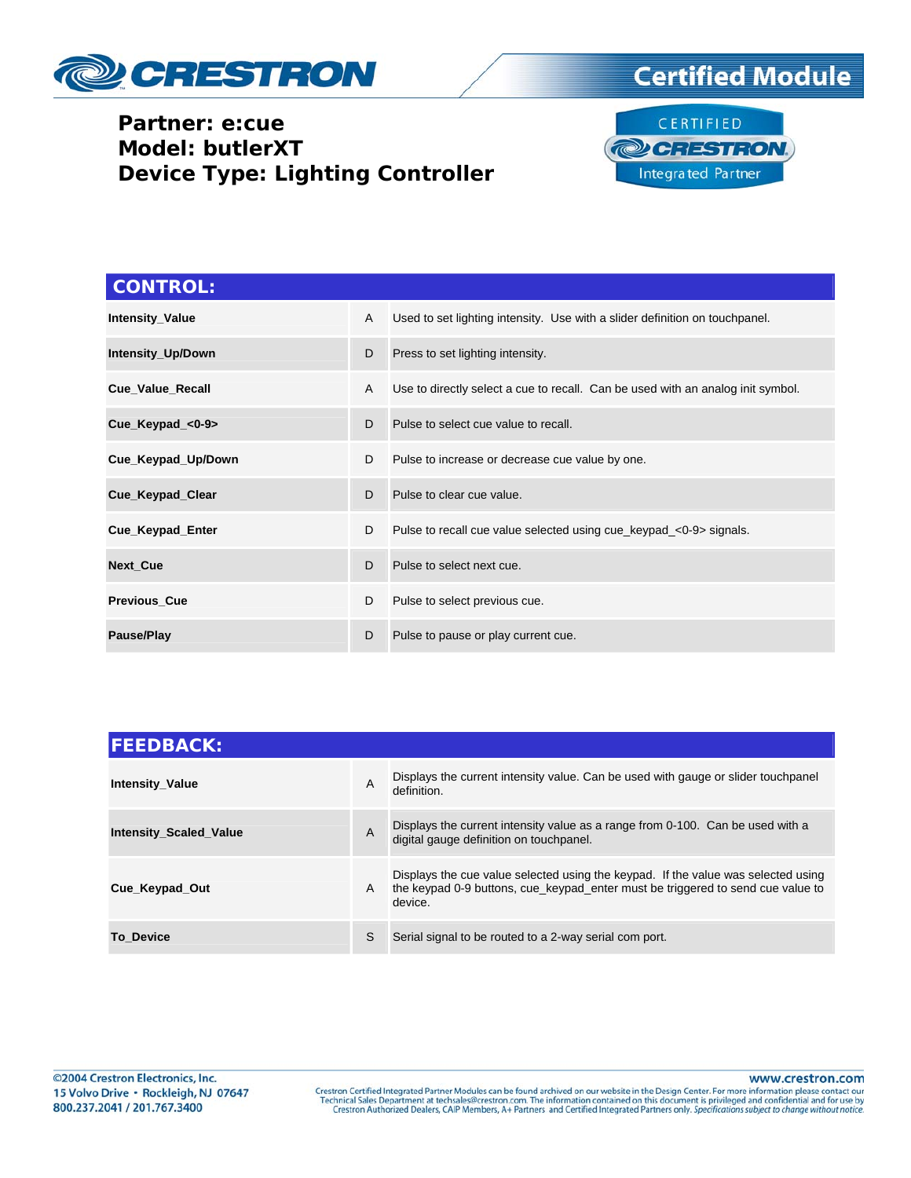**Partner: e:cue**
**Model: butlerXT**
**Device Type: Lighting Controller**

## CONTROL:

| | | |
|---|---|---|
| **Intensity_Value** | A | Used to set lighting intensity. Use with a slider definition on touchpanel. |
| **Intensity_Up/Down** | D | Press to set lighting intensity. |
| **Cue_Value_Recall** | A | Use to directly select a cue to recall. Can be used with an analog init symbol. |
| **Cue_Keypad_<0-9>** | D | Pulse to select cue value to recall. |
| **Cue_Keypad_Up/Down** | D | Pulse to increase or decrease cue value by one. |
| **Cue_Keypad_Clear** | D | Pulse to clear cue value. |
| **Cue_Keypad_Enter** | D | Pulse to recall cue value selected using cue_keypad_<0-9> signals. |
| **Next_Cue** | D | Pulse to select next cue. |
| **Previous_Cue** | D | Pulse to select previous cue. |
| **Pause/Play** | D | Pulse to pause or play current cue. |

## FEEDBACK:

| | | |
|---|---|---|
| **Intensity_Value** | A | Displays the current intensity value. Can be used with gauge or slider touchpanel definition. |
| **Intensity_Scaled_Value** | A | Displays the current intensity value as a range from 0-100. Can be used with a digital gauge definition on touchpanel. |
| **Cue_Keypad_Out** | A | Displays the cue value selected using the keypad. If the value was selected using the keypad 0-9 buttons, cue_keypad_enter must be triggered to send cue value to device. |
| **To_Device** | S | Serial signal to be routed to a 2-way serial com port. |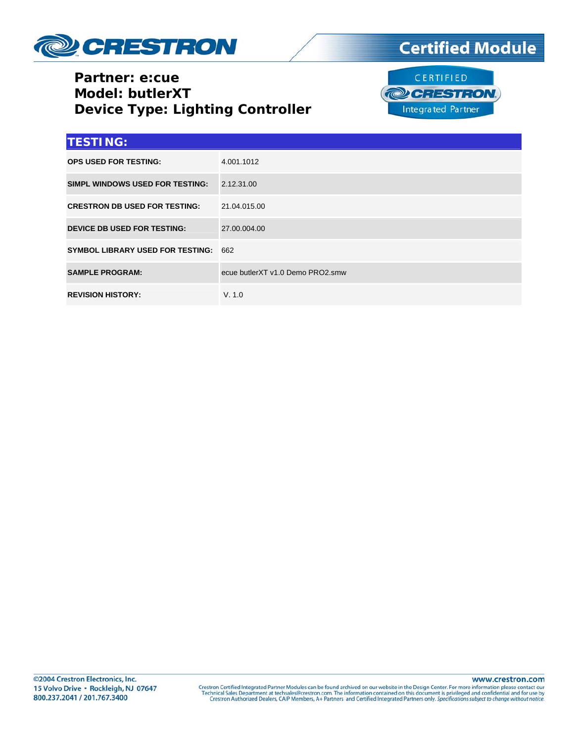**Partner: e:cue**
**Model: butlerXT**
**Device Type: Lighting Controller**

## TESTING:

| | |
|---|---|
| **OPS USED FOR TESTING:** | 4.001.1012 |
| **SIMPL WINDOWS USED FOR TESTING:** | 2.12.31.00 |
| **CRESTRON DB USED FOR TESTING:** | 21.04.015.00 |
| **DEVICE DB USED FOR TESTING:** | 27.00.004.00 |
| **SYMBOL LIBRARY USED FOR TESTING:** | 662 |
| **SAMPLE PROGRAM:** | ecue butlerXT v1.0 Demo PRO2.smw |
| **REVISION HISTORY:** | V. 1.0 |